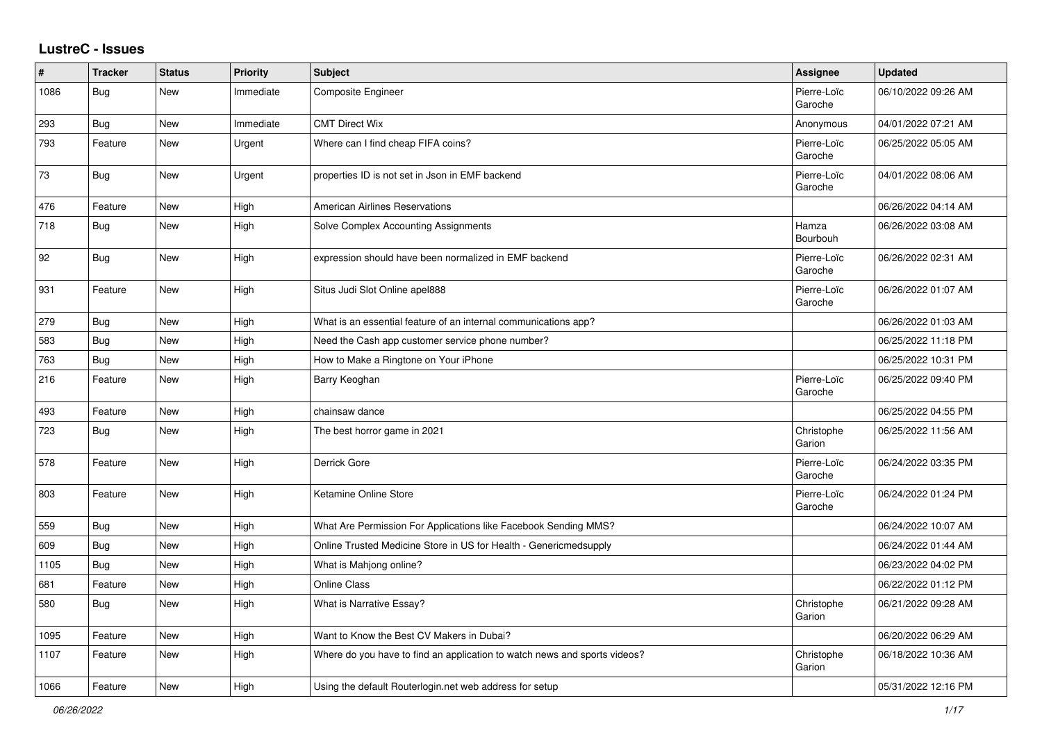# LustreC - Issues

| # | Tracker | Status | Priority | Subject | Assignee | Updated |
|---|---|---|---|---|---|---|
| 1086 | Bug | New | Immediate | Composite Engineer | Pierre-Loïc Garoche | 06/10/2022 09:26 AM |
| 293 | Bug | New | Immediate | CMT Direct Wix | Anonymous | 04/01/2022 07:21 AM |
| 793 | Feature | New | Urgent | Where can I find cheap FIFA coins? | Pierre-Loïc Garoche | 06/25/2022 05:05 AM |
| 73 | Bug | New | Urgent | properties ID is not set in Json in EMF backend | Pierre-Loïc Garoche | 04/01/2022 08:06 AM |
| 476 | Feature | New | High | American Airlines Reservations | | 06/26/2022 04:14 AM |
| 718 | Bug | New | High | Solve Complex Accounting Assignments | Hamza Bourbouh | 06/26/2022 03:08 AM |
| 92 | Bug | New | High | expression should have been normalized in EMF backend | Pierre-Loïc Garoche | 06/26/2022 02:31 AM |
| 931 | Feature | New | High | Situs Judi Slot Online apel888 | Pierre-Loïc Garoche | 06/26/2022 01:07 AM |
| 279 | Bug | New | High | What is an essential feature of an internal communications app? | | 06/26/2022 01:03 AM |
| 583 | Bug | New | High | Need the Cash app customer service phone number? | | 06/25/2022 11:18 PM |
| 763 | Bug | New | High | How to Make a Ringtone on Your iPhone | | 06/25/2022 10:31 PM |
| 216 | Feature | New | High | Barry Keoghan | Pierre-Loïc Garoche | 06/25/2022 09:40 PM |
| 493 | Feature | New | High | chainsaw dance | | 06/25/2022 04:55 PM |
| 723 | Bug | New | High | The best horror game in 2021 | Christophe Garion | 06/25/2022 11:56 AM |
| 578 | Feature | New | High | Derrick Gore | Pierre-Loïc Garoche | 06/24/2022 03:35 PM |
| 803 | Feature | New | High | Ketamine Online Store | Pierre-Loïc Garoche | 06/24/2022 01:24 PM |
| 559 | Bug | New | High | What Are Permission For Applications like Facebook Sending MMS? | | 06/24/2022 10:07 AM |
| 609 | Bug | New | High | Online Trusted Medicine Store in US for Health - Genericmedsupply | | 06/24/2022 01:44 AM |
| 1105 | Bug | New | High | What is Mahjong online? | | 06/23/2022 04:02 PM |
| 681 | Feature | New | High | Online Class | | 06/22/2022 01:12 PM |
| 580 | Bug | New | High | What is Narrative Essay? | Christophe Garion | 06/21/2022 09:28 AM |
| 1095 | Feature | New | High | Want to Know the Best CV Makers in Dubai? | | 06/20/2022 06:29 AM |
| 1107 | Feature | New | High | Where do you have to find an application to watch news and sports videos? | Christophe Garion | 06/18/2022 10:36 AM |
| 1066 | Feature | New | High | Using the default Routerlogin.net web address for setup | | 05/31/2022 12:16 PM |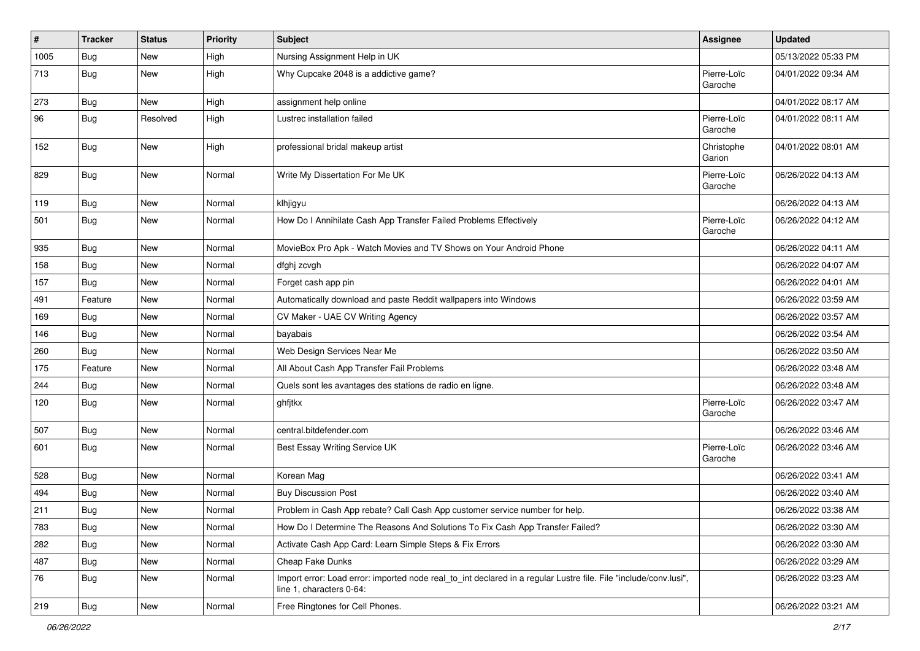| # | Tracker | Status | Priority | Subject | Assignee | Updated |
|---|---|---|---|---|---|---|
| 1005 | Bug | New | High | Nursing Assignment Help in UK | | 05/13/2022 05:33 PM |
| 713 | Bug | New | High | Why Cupcake 2048 is a addictive game? | Pierre-Loïc Garoche | 04/01/2022 09:34 AM |
| 273 | Bug | New | High | assignment help online | | 04/01/2022 08:17 AM |
| 96 | Bug | Resolved | High | Lustrec installation failed | Pierre-Loïc Garoche | 04/01/2022 08:11 AM |
| 152 | Bug | New | High | professional bridal makeup artist | Christophe Garion | 04/01/2022 08:01 AM |
| 829 | Bug | New | Normal | Write My Dissertation For Me UK | Pierre-Loïc Garoche | 06/26/2022 04:13 AM |
| 119 | Bug | New | Normal | klhjigyu | | 06/26/2022 04:13 AM |
| 501 | Bug | New | Normal | How Do I Annihilate Cash App Transfer Failed Problems Effectively | Pierre-Loïc Garoche | 06/26/2022 04:12 AM |
| 935 | Bug | New | Normal | MovieBox Pro Apk - Watch Movies and TV Shows on Your Android Phone | | 06/26/2022 04:11 AM |
| 158 | Bug | New | Normal | dfghj zcvgh | | 06/26/2022 04:07 AM |
| 157 | Bug | New | Normal | Forget cash app pin | | 06/26/2022 04:01 AM |
| 491 | Feature | New | Normal | Automatically download and paste Reddit wallpapers into Windows | | 06/26/2022 03:59 AM |
| 169 | Bug | New | Normal | CV Maker - UAE CV Writing Agency | | 06/26/2022 03:57 AM |
| 146 | Bug | New | Normal | bayabais | | 06/26/2022 03:54 AM |
| 260 | Bug | New | Normal | Web Design Services Near Me | | 06/26/2022 03:50 AM |
| 175 | Feature | New | Normal | All About Cash App Transfer Fail Problems | | 06/26/2022 03:48 AM |
| 244 | Bug | New | Normal | Quels sont les avantages des stations de radio en ligne. | | 06/26/2022 03:48 AM |
| 120 | Bug | New | Normal | ghfjtkx | Pierre-Loïc Garoche | 06/26/2022 03:47 AM |
| 507 | Bug | New | Normal | central.bitdefender.com | | 06/26/2022 03:46 AM |
| 601 | Bug | New | Normal | Best Essay Writing Service UK | Pierre-Loïc Garoche | 06/26/2022 03:46 AM |
| 528 | Bug | New | Normal | Korean Mag | | 06/26/2022 03:41 AM |
| 494 | Bug | New | Normal | Buy Discussion Post | | 06/26/2022 03:40 AM |
| 211 | Bug | New | Normal | Problem in Cash App rebate? Call Cash App customer service number for help. | | 06/26/2022 03:38 AM |
| 783 | Bug | New | Normal | How Do I Determine The Reasons And Solutions To Fix Cash App Transfer Failed? | | 06/26/2022 03:30 AM |
| 282 | Bug | New | Normal | Activate Cash App Card: Learn Simple Steps & Fix Errors | | 06/26/2022 03:30 AM |
| 487 | Bug | New | Normal | Cheap Fake Dunks | | 06/26/2022 03:29 AM |
| 76 | Bug | New | Normal | Import error: Load error: imported node real_to_int declared in a regular Lustre file. File "include/conv.lusi", line 1, characters 0-64: | | 06/26/2022 03:23 AM |
| 219 | Bug | New | Normal | Free Ringtones for Cell Phones. | | 06/26/2022 03:21 AM |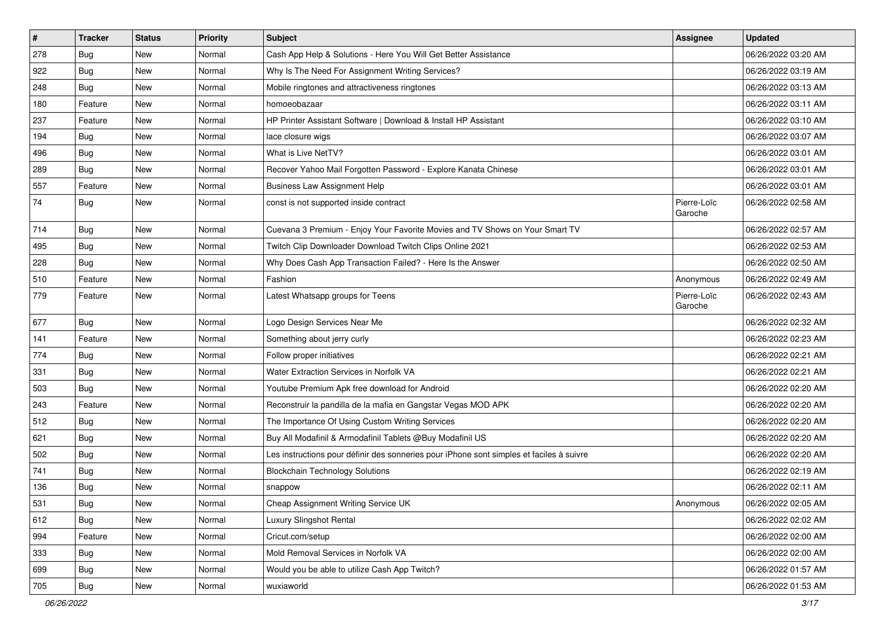| # | Tracker | Status | Priority | Subject | Assignee | Updated |
|---|---|---|---|---|---|---|
| 278 | Bug | New | Normal | Cash App Help & Solutions - Here You Will Get Better Assistance | | 06/26/2022 03:20 AM |
| 922 | Bug | New | Normal | Why Is The Need For Assignment Writing Services? | | 06/26/2022 03:19 AM |
| 248 | Bug | New | Normal | Mobile ringtones and attractiveness ringtones | | 06/26/2022 03:13 AM |
| 180 | Feature | New | Normal | homoeobazaar | | 06/26/2022 03:11 AM |
| 237 | Feature | New | Normal | HP Printer Assistant Software \| Download & Install HP Assistant | | 06/26/2022 03:10 AM |
| 194 | Bug | New | Normal | lace closure wigs | | 06/26/2022 03:07 AM |
| 496 | Bug | New | Normal | What is Live NetTV? | | 06/26/2022 03:01 AM |
| 289 | Bug | New | Normal | Recover Yahoo Mail Forgotten Password - Explore Kanata Chinese | | 06/26/2022 03:01 AM |
| 557 | Feature | New | Normal | Business Law Assignment Help | | 06/26/2022 03:01 AM |
| 74 | Bug | New | Normal | const is not supported inside contract | Pierre-Loïc Garoche | 06/26/2022 02:58 AM |
| 714 | Bug | New | Normal | Cuevana 3 Premium - Enjoy Your Favorite Movies and TV Shows on Your Smart TV | | 06/26/2022 02:57 AM |
| 495 | Bug | New | Normal | Twitch Clip Downloader Download Twitch Clips Online 2021 | | 06/26/2022 02:53 AM |
| 228 | Bug | New | Normal | Why Does Cash App Transaction Failed? - Here Is the Answer | | 06/26/2022 02:50 AM |
| 510 | Feature | New | Normal | Fashion | Anonymous | 06/26/2022 02:49 AM |
| 779 | Feature | New | Normal | Latest Whatsapp groups for Teens | Pierre-Loïc Garoche | 06/26/2022 02:43 AM |
| 677 | Bug | New | Normal | Logo Design Services Near Me | | 06/26/2022 02:32 AM |
| 141 | Feature | New | Normal | Something about jerry curly | | 06/26/2022 02:23 AM |
| 774 | Bug | New | Normal | Follow proper initiatives | | 06/26/2022 02:21 AM |
| 331 | Bug | New | Normal | Water Extraction Services in Norfolk VA | | 06/26/2022 02:21 AM |
| 503 | Bug | New | Normal | Youtube Premium Apk free download for Android | | 06/26/2022 02:20 AM |
| 243 | Feature | New | Normal | Reconstruir la pandilla de la mafia en Gangstar Vegas MOD APK | | 06/26/2022 02:20 AM |
| 512 | Bug | New | Normal | The Importance Of Using Custom Writing Services | | 06/26/2022 02:20 AM |
| 621 | Bug | New | Normal | Buy All Modafinil & Armodafinil Tablets @Buy Modafinil US | | 06/26/2022 02:20 AM |
| 502 | Bug | New | Normal | Les instructions pour définir des sonneries pour iPhone sont simples et faciles à suivre | | 06/26/2022 02:20 AM |
| 741 | Bug | New | Normal | Blockchain Technology Solutions | | 06/26/2022 02:19 AM |
| 136 | Bug | New | Normal | snappow | | 06/26/2022 02:11 AM |
| 531 | Bug | New | Normal | Cheap Assignment Writing Service UK | Anonymous | 06/26/2022 02:05 AM |
| 612 | Bug | New | Normal | Luxury Slingshot Rental | | 06/26/2022 02:02 AM |
| 994 | Feature | New | Normal | Cricut.com/setup | | 06/26/2022 02:00 AM |
| 333 | Bug | New | Normal | Mold Removal Services in Norfolk VA | | 06/26/2022 02:00 AM |
| 699 | Bug | New | Normal | Would you be able to utilize Cash App Twitch? | | 06/26/2022 01:57 AM |
| 705 | Bug | New | Normal | wuxiaworld | | 06/26/2022 01:53 AM |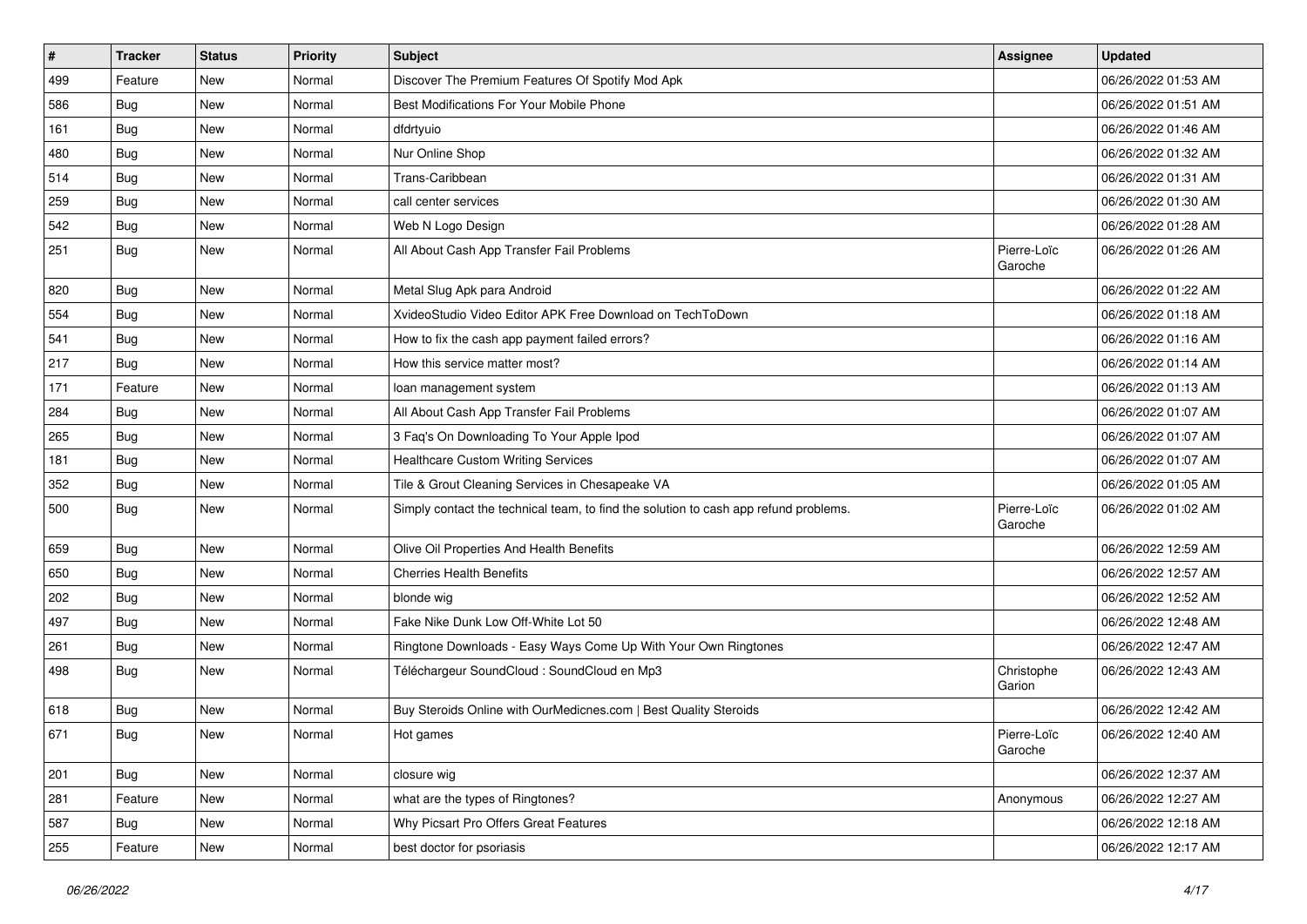| # | Tracker | Status | Priority | Subject | Assignee | Updated |
|---|---|---|---|---|---|---|
| 499 | Feature | New | Normal | Discover The Premium Features Of Spotify Mod Apk | | 06/26/2022 01:53 AM |
| 586 | Bug | New | Normal | Best Modifications For Your Mobile Phone | | 06/26/2022 01:51 AM |
| 161 | Bug | New | Normal | dfdrtyuio | | 06/26/2022 01:46 AM |
| 480 | Bug | New | Normal | Nur Online Shop | | 06/26/2022 01:32 AM |
| 514 | Bug | New | Normal | Trans-Caribbean | | 06/26/2022 01:31 AM |
| 259 | Bug | New | Normal | call center services | | 06/26/2022 01:30 AM |
| 542 | Bug | New | Normal | Web N Logo Design | | 06/26/2022 01:28 AM |
| 251 | Bug | New | Normal | All About Cash App Transfer Fail Problems | Pierre-Loïc Garoche | 06/26/2022 01:26 AM |
| 820 | Bug | New | Normal | Metal Slug Apk para Android | | 06/26/2022 01:22 AM |
| 554 | Bug | New | Normal | XvideoStudio Video Editor APK Free Download on TechToDown | | 06/26/2022 01:18 AM |
| 541 | Bug | New | Normal | How to fix the cash app payment failed errors? | | 06/26/2022 01:16 AM |
| 217 | Bug | New | Normal | How this service matter most? | | 06/26/2022 01:14 AM |
| 171 | Feature | New | Normal | loan management system | | 06/26/2022 01:13 AM |
| 284 | Bug | New | Normal | All About Cash App Transfer Fail Problems | | 06/26/2022 01:07 AM |
| 265 | Bug | New | Normal | 3 Faq's On Downloading To Your Apple Ipod | | 06/26/2022 01:07 AM |
| 181 | Bug | New | Normal | Healthcare Custom Writing Services | | 06/26/2022 01:07 AM |
| 352 | Bug | New | Normal | Tile & Grout Cleaning Services in Chesapeake VA | | 06/26/2022 01:05 AM |
| 500 | Bug | New | Normal | Simply contact the technical team, to find the solution to cash app refund problems. | Pierre-Loïc Garoche | 06/26/2022 01:02 AM |
| 659 | Bug | New | Normal | Olive Oil Properties And Health Benefits | | 06/26/2022 12:59 AM |
| 650 | Bug | New | Normal | Cherries Health Benefits | | 06/26/2022 12:57 AM |
| 202 | Bug | New | Normal | blonde wig | | 06/26/2022 12:52 AM |
| 497 | Bug | New | Normal | Fake Nike Dunk Low Off-White Lot 50 | | 06/26/2022 12:48 AM |
| 261 | Bug | New | Normal | Ringtone Downloads - Easy Ways Come Up With Your Own Ringtones | | 06/26/2022 12:47 AM |
| 498 | Bug | New | Normal | Téléchargeur SoundCloud : SoundCloud en Mp3 | Christophe Garion | 06/26/2022 12:43 AM |
| 618 | Bug | New | Normal | Buy Steroids Online with OurMedicnes.com \| Best Quality Steroids | | 06/26/2022 12:42 AM |
| 671 | Bug | New | Normal | Hot games | Pierre-Loïc Garoche | 06/26/2022 12:40 AM |
| 201 | Bug | New | Normal | closure wig | | 06/26/2022 12:37 AM |
| 281 | Feature | New | Normal | what are the types of Ringtones? | Anonymous | 06/26/2022 12:27 AM |
| 587 | Bug | New | Normal | Why Picsart Pro Offers Great Features | | 06/26/2022 12:18 AM |
| 255 | Feature | New | Normal | best doctor for psoriasis | | 06/26/2022 12:17 AM |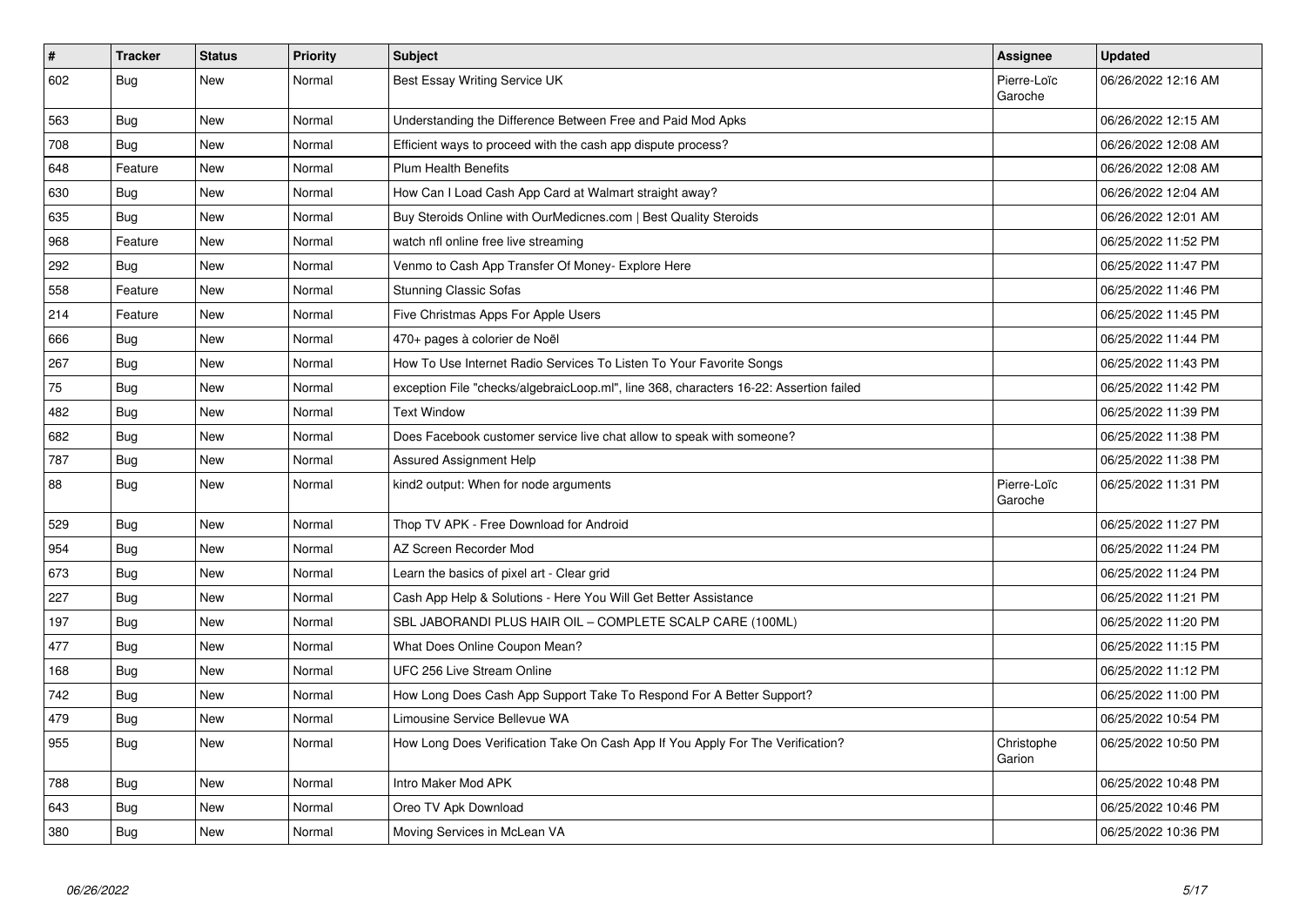| # | Tracker | Status | Priority | Subject | Assignee | Updated |
|---|---|---|---|---|---|---|
| 602 | Bug | New | Normal | Best Essay Writing Service UK | Pierre-Loïc Garoche | 06/26/2022 12:16 AM |
| 563 | Bug | New | Normal | Understanding the Difference Between Free and Paid Mod Apks | | 06/26/2022 12:15 AM |
| 708 | Bug | New | Normal | Efficient ways to proceed with the cash app dispute process? | | 06/26/2022 12:08 AM |
| 648 | Feature | New | Normal | Plum Health Benefits | | 06/26/2022 12:08 AM |
| 630 | Bug | New | Normal | How Can I Load Cash App Card at Walmart straight away? | | 06/26/2022 12:04 AM |
| 635 | Bug | New | Normal | Buy Steroids Online with OurMedicnes.com \| Best Quality Steroids | | 06/26/2022 12:01 AM |
| 968 | Feature | New | Normal | watch nfl online free live streaming | | 06/25/2022 11:52 PM |
| 292 | Bug | New | Normal | Venmo to Cash App Transfer Of Money- Explore Here | | 06/25/2022 11:47 PM |
| 558 | Feature | New | Normal | Stunning Classic Sofas | | 06/25/2022 11:46 PM |
| 214 | Feature | New | Normal | Five Christmas Apps For Apple Users | | 06/25/2022 11:45 PM |
| 666 | Bug | New | Normal | 470+ pages à colorier de Noël | | 06/25/2022 11:44 PM |
| 267 | Bug | New | Normal | How To Use Internet Radio Services To Listen To Your Favorite Songs | | 06/25/2022 11:43 PM |
| 75 | Bug | New | Normal | exception File "checks/algebraicLoop.ml", line 368, characters 16-22: Assertion failed | | 06/25/2022 11:42 PM |
| 482 | Bug | New | Normal | Text Window | | 06/25/2022 11:39 PM |
| 682 | Bug | New | Normal | Does Facebook customer service live chat allow to speak with someone? | | 06/25/2022 11:38 PM |
| 787 | Bug | New | Normal | Assured Assignment Help | | 06/25/2022 11:38 PM |
| 88 | Bug | New | Normal | kind2 output: When for node arguments | Pierre-Loïc Garoche | 06/25/2022 11:31 PM |
| 529 | Bug | New | Normal | Thop TV APK - Free Download for Android | | 06/25/2022 11:27 PM |
| 954 | Bug | New | Normal | AZ Screen Recorder Mod | | 06/25/2022 11:24 PM |
| 673 | Bug | New | Normal | Learn the basics of pixel art - Clear grid | | 06/25/2022 11:24 PM |
| 227 | Bug | New | Normal | Cash App Help & Solutions - Here You Will Get Better Assistance | | 06/25/2022 11:21 PM |
| 197 | Bug | New | Normal | SBL JABORANDI PLUS HAIR OIL – COMPLETE SCALP CARE (100ML) | | 06/25/2022 11:20 PM |
| 477 | Bug | New | Normal | What Does Online Coupon Mean? | | 06/25/2022 11:15 PM |
| 168 | Bug | New | Normal | UFC 256 Live Stream Online | | 06/25/2022 11:12 PM |
| 742 | Bug | New | Normal | How Long Does Cash App Support Take To Respond For A Better Support? | | 06/25/2022 11:00 PM |
| 479 | Bug | New | Normal | Limousine Service Bellevue WA | | 06/25/2022 10:54 PM |
| 955 | Bug | New | Normal | How Long Does Verification Take On Cash App If You Apply For The Verification? | Christophe Garion | 06/25/2022 10:50 PM |
| 788 | Bug | New | Normal | Intro Maker Mod APK | | 06/25/2022 10:48 PM |
| 643 | Bug | New | Normal | Oreo TV Apk Download | | 06/25/2022 10:46 PM |
| 380 | Bug | New | Normal | Moving Services in McLean VA | | 06/25/2022 10:36 PM |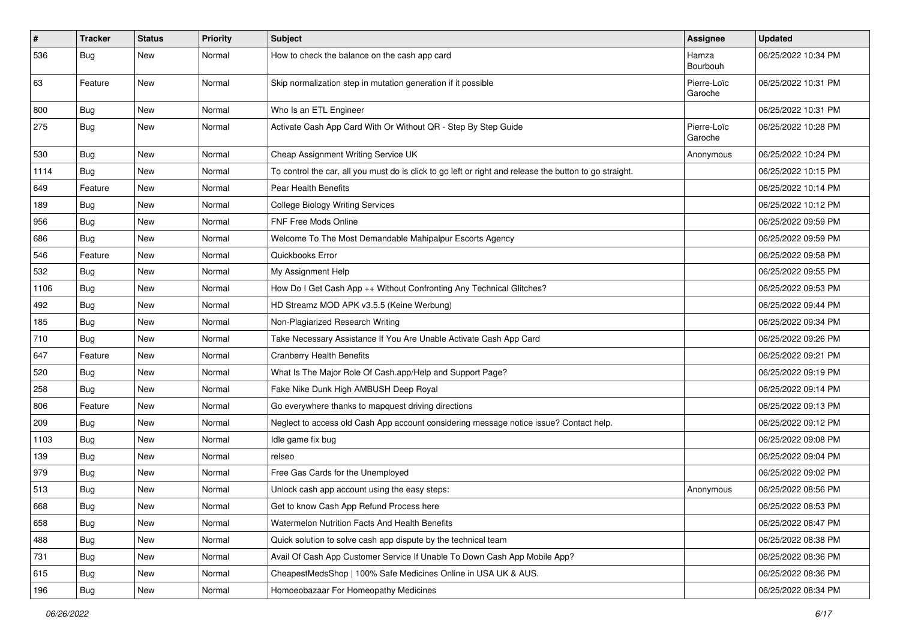| # | Tracker | Status | Priority | Subject | Assignee | Updated |
|---|---|---|---|---|---|---|
| 536 | Bug | New | Normal | How to check the balance on the cash app card | Hamza Bourbouh | 06/25/2022 10:34 PM |
| 63 | Feature | New | Normal | Skip normalization step in mutation generation if it possible | Pierre-Loïc Garoche | 06/25/2022 10:31 PM |
| 800 | Bug | New | Normal | Who Is an ETL Engineer | | 06/25/2022 10:31 PM |
| 275 | Bug | New | Normal | Activate Cash App Card With Or Without QR - Step By Step Guide | Pierre-Loïc Garoche | 06/25/2022 10:28 PM |
| 530 | Bug | New | Normal | Cheap Assignment Writing Service UK | Anonymous | 06/25/2022 10:24 PM |
| 1114 | Bug | New | Normal | To control the car, all you must do is click to go left or right and release the button to go straight. | | 06/25/2022 10:15 PM |
| 649 | Feature | New | Normal | Pear Health Benefits | | 06/25/2022 10:14 PM |
| 189 | Bug | New | Normal | College Biology Writing Services | | 06/25/2022 10:12 PM |
| 956 | Bug | New | Normal | FNF Free Mods Online | | 06/25/2022 09:59 PM |
| 686 | Bug | New | Normal | Welcome To The Most Demandable Mahipalpur Escorts Agency | | 06/25/2022 09:59 PM |
| 546 | Feature | New | Normal | Quickbooks Error | | 06/25/2022 09:58 PM |
| 532 | Bug | New | Normal | My Assignment Help | | 06/25/2022 09:55 PM |
| 1106 | Bug | New | Normal | How Do I Get Cash App ++ Without Confronting Any Technical Glitches? | | 06/25/2022 09:53 PM |
| 492 | Bug | New | Normal | HD Streamz MOD APK v3.5.5 (Keine Werbung) | | 06/25/2022 09:44 PM |
| 185 | Bug | New | Normal | Non-Plagiarized Research Writing | | 06/25/2022 09:34 PM |
| 710 | Bug | New | Normal | Take Necessary Assistance If You Are Unable Activate Cash App Card | | 06/25/2022 09:26 PM |
| 647 | Feature | New | Normal | Cranberry Health Benefits | | 06/25/2022 09:21 PM |
| 520 | Bug | New | Normal | What Is The Major Role Of Cash.app/Help and Support Page? | | 06/25/2022 09:19 PM |
| 258 | Bug | New | Normal | Fake Nike Dunk High AMBUSH Deep Royal | | 06/25/2022 09:14 PM |
| 806 | Feature | New | Normal | Go everywhere thanks to mapquest driving directions | | 06/25/2022 09:13 PM |
| 209 | Bug | New | Normal | Neglect to access old Cash App account considering message notice issue? Contact help. | | 06/25/2022 09:12 PM |
| 1103 | Bug | New | Normal | Idle game fix bug | | 06/25/2022 09:08 PM |
| 139 | Bug | New | Normal | relseo | | 06/25/2022 09:04 PM |
| 979 | Bug | New | Normal | Free Gas Cards for the Unemployed | | 06/25/2022 09:02 PM |
| 513 | Bug | New | Normal | Unlock cash app account using the easy steps: | Anonymous | 06/25/2022 08:56 PM |
| 668 | Bug | New | Normal | Get to know Cash App Refund Process here | | 06/25/2022 08:53 PM |
| 658 | Bug | New | Normal | Watermelon Nutrition Facts And Health Benefits | | 06/25/2022 08:47 PM |
| 488 | Bug | New | Normal | Quick solution to solve cash app dispute by the technical team | | 06/25/2022 08:38 PM |
| 731 | Bug | New | Normal | Avail Of Cash App Customer Service If Unable To Down Cash App Mobile App? | | 06/25/2022 08:36 PM |
| 615 | Bug | New | Normal | CheapestMedsShop \| 100% Safe Medicines Online in USA UK & AUS. | | 06/25/2022 08:36 PM |
| 196 | Bug | New | Normal | Homoeobazaar For Homeopathy Medicines | | 06/25/2022 08:34 PM |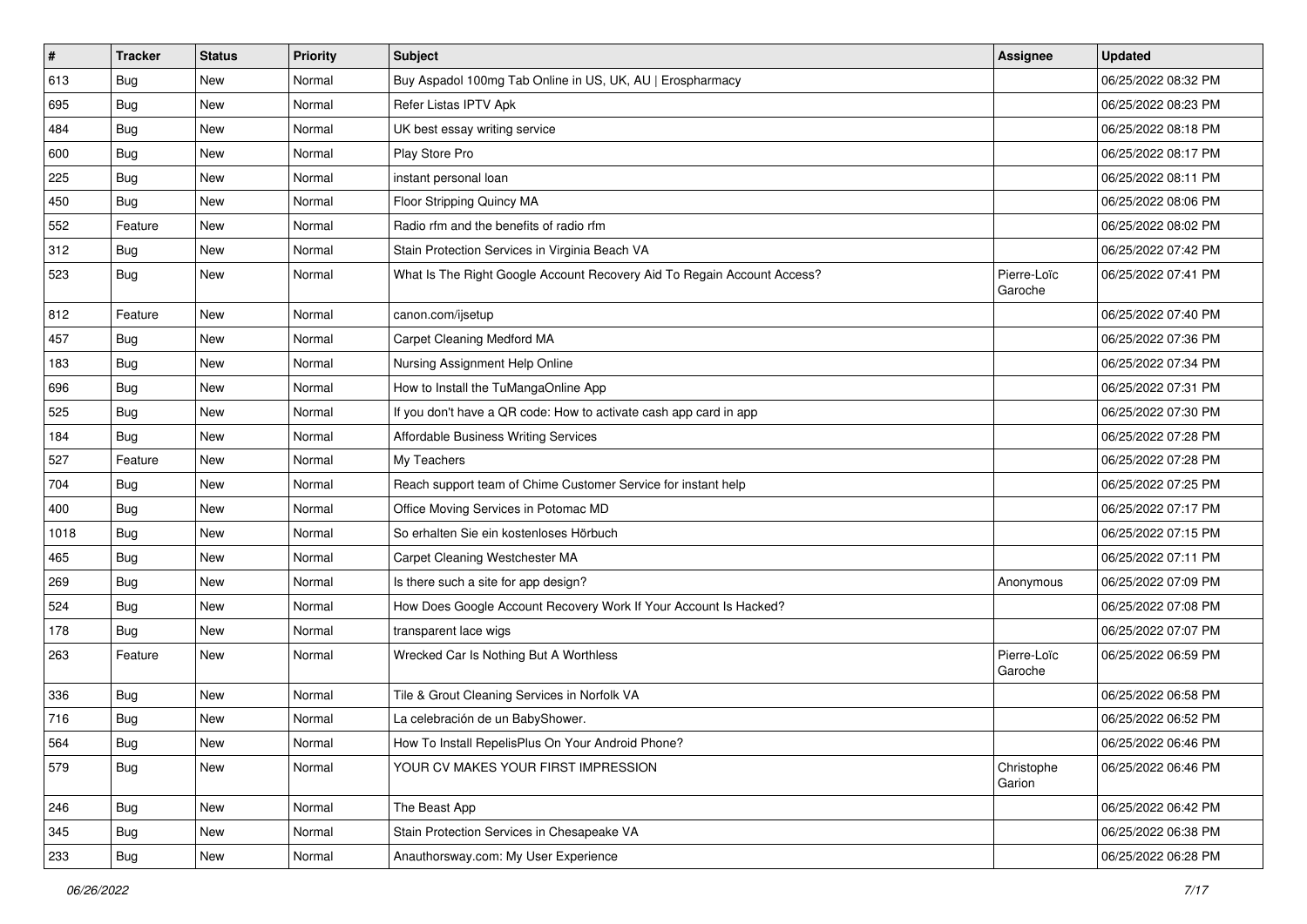| # | Tracker | Status | Priority | Subject | Assignee | Updated |
| --- | --- | --- | --- | --- | --- | --- |
| 613 | Bug | New | Normal | Buy Aspadol 100mg Tab Online in US, UK, AU \| Erospharmacy | | 06/25/2022 08:32 PM |
| 695 | Bug | New | Normal | Refer Listas IPTV Apk | | 06/25/2022 08:23 PM |
| 484 | Bug | New | Normal | UK best essay writing service | | 06/25/2022 08:18 PM |
| 600 | Bug | New | Normal | Play Store Pro | | 06/25/2022 08:17 PM |
| 225 | Bug | New | Normal | instant personal loan | | 06/25/2022 08:11 PM |
| 450 | Bug | New | Normal | Floor Stripping Quincy MA | | 06/25/2022 08:06 PM |
| 552 | Feature | New | Normal | Radio rfm and the benefits of radio rfm | | 06/25/2022 08:02 PM |
| 312 | Bug | New | Normal | Stain Protection Services in Virginia Beach VA | | 06/25/2022 07:42 PM |
| 523 | Bug | New | Normal | What Is The Right Google Account Recovery Aid To Regain Account Access? | Pierre-Loïc Garoche | 06/25/2022 07:41 PM |
| 812 | Feature | New | Normal | canon.com/ijsetup | | 06/25/2022 07:40 PM |
| 457 | Bug | New | Normal | Carpet Cleaning Medford MA | | 06/25/2022 07:36 PM |
| 183 | Bug | New | Normal | Nursing Assignment Help Online | | 06/25/2022 07:34 PM |
| 696 | Bug | New | Normal | How to Install the TuMangaOnline App | | 06/25/2022 07:31 PM |
| 525 | Bug | New | Normal | If you don't have a QR code: How to activate cash app card in app | | 06/25/2022 07:30 PM |
| 184 | Bug | New | Normal | Affordable Business Writing Services | | 06/25/2022 07:28 PM |
| 527 | Feature | New | Normal | My Teachers | | 06/25/2022 07:28 PM |
| 704 | Bug | New | Normal | Reach support team of Chime Customer Service for instant help | | 06/25/2022 07:25 PM |
| 400 | Bug | New | Normal | Office Moving Services in Potomac MD | | 06/25/2022 07:17 PM |
| 1018 | Bug | New | Normal | So erhalten Sie ein kostenloses Hörbuch | | 06/25/2022 07:15 PM |
| 465 | Bug | New | Normal | Carpet Cleaning Westchester MA | | 06/25/2022 07:11 PM |
| 269 | Bug | New | Normal | Is there such a site for app design? | Anonymous | 06/25/2022 07:09 PM |
| 524 | Bug | New | Normal | How Does Google Account Recovery Work If Your Account Is Hacked? | | 06/25/2022 07:08 PM |
| 178 | Bug | New | Normal | transparent lace wigs | | 06/25/2022 07:07 PM |
| 263 | Feature | New | Normal | Wrecked Car Is Nothing But A Worthless | Pierre-Loïc Garoche | 06/25/2022 06:59 PM |
| 336 | Bug | New | Normal | Tile & Grout Cleaning Services in Norfolk VA | | 06/25/2022 06:58 PM |
| 716 | Bug | New | Normal | La celebración de un BabyShower. | | 06/25/2022 06:52 PM |
| 564 | Bug | New | Normal | How To Install RepelisPlus On Your Android Phone? | | 06/25/2022 06:46 PM |
| 579 | Bug | New | Normal | YOUR CV MAKES YOUR FIRST IMPRESSION | Christophe Garion | 06/25/2022 06:46 PM |
| 246 | Bug | New | Normal | The Beast App | | 06/25/2022 06:42 PM |
| 345 | Bug | New | Normal | Stain Protection Services in Chesapeake VA | | 06/25/2022 06:38 PM |
| 233 | Bug | New | Normal | Anauthorsway.com: My User Experience | | 06/25/2022 06:28 PM |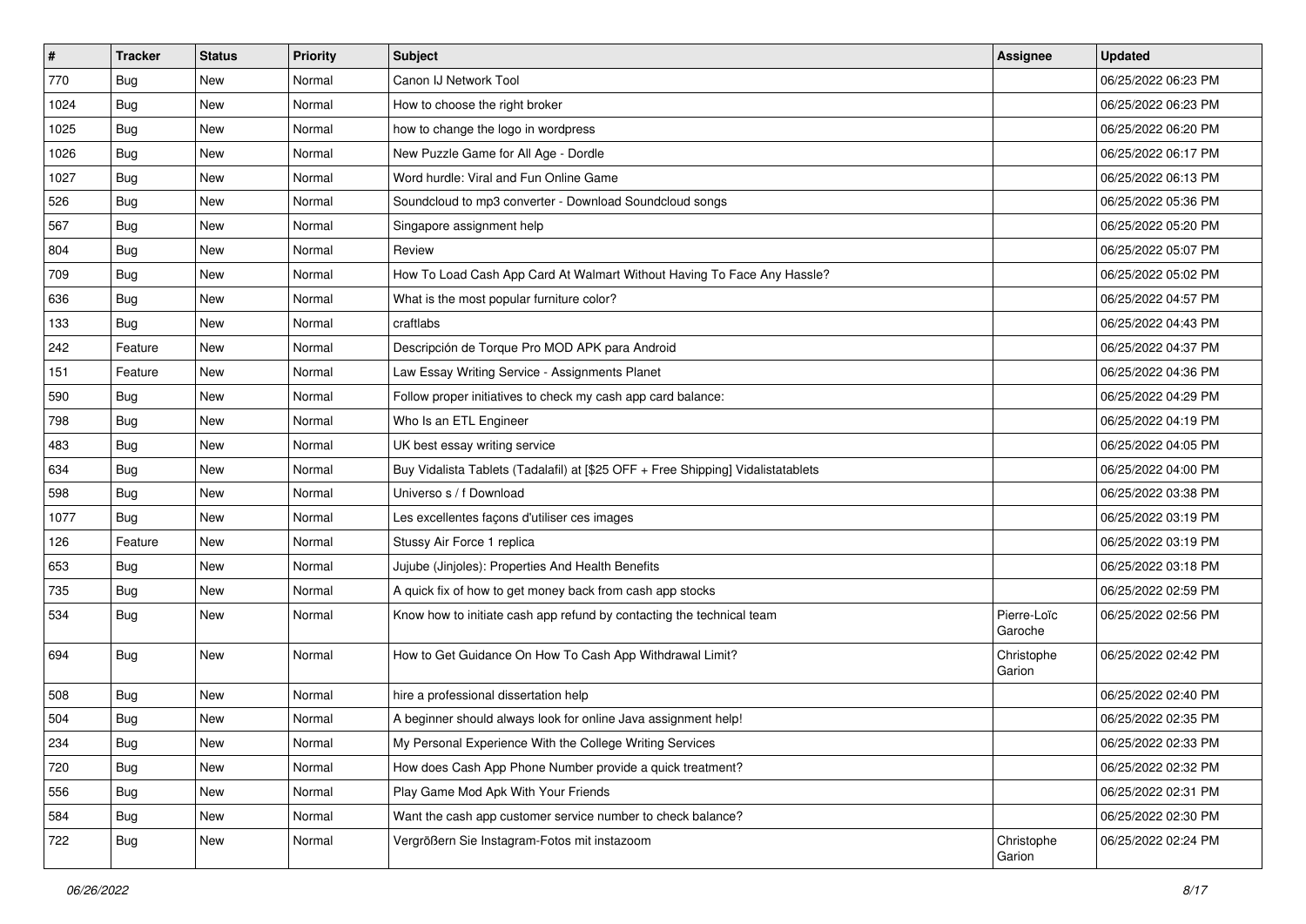| # | Tracker | Status | Priority | Subject | Assignee | Updated |
|---|---|---|---|---|---|---|
| 770 | Bug | New | Normal | Canon IJ Network Tool | | 06/25/2022 06:23 PM |
| 1024 | Bug | New | Normal | How to choose the right broker | | 06/25/2022 06:23 PM |
| 1025 | Bug | New | Normal | how to change the logo in wordpress | | 06/25/2022 06:20 PM |
| 1026 | Bug | New | Normal | New Puzzle Game for All Age - Dordle | | 06/25/2022 06:17 PM |
| 1027 | Bug | New | Normal | Word hurdle: Viral and Fun Online Game | | 06/25/2022 06:13 PM |
| 526 | Bug | New | Normal | Soundcloud to mp3 converter - Download Soundcloud songs | | 06/25/2022 05:36 PM |
| 567 | Bug | New | Normal | Singapore assignment help | | 06/25/2022 05:20 PM |
| 804 | Bug | New | Normal | Review | | 06/25/2022 05:07 PM |
| 709 | Bug | New | Normal | How To Load Cash App Card At Walmart Without Having To Face Any Hassle? | | 06/25/2022 05:02 PM |
| 636 | Bug | New | Normal | What is the most popular furniture color? | | 06/25/2022 04:57 PM |
| 133 | Bug | New | Normal | craftlabs | | 06/25/2022 04:43 PM |
| 242 | Feature | New | Normal | Descripción de Torque Pro MOD APK para Android | | 06/25/2022 04:37 PM |
| 151 | Feature | New | Normal | Law Essay Writing Service - Assignments Planet | | 06/25/2022 04:36 PM |
| 590 | Bug | New | Normal | Follow proper initiatives to check my cash app card balance: | | 06/25/2022 04:29 PM |
| 798 | Bug | New | Normal | Who Is an ETL Engineer | | 06/25/2022 04:19 PM |
| 483 | Bug | New | Normal | UK best essay writing service | | 06/25/2022 04:05 PM |
| 634 | Bug | New | Normal | Buy Vidalista Tablets (Tadalafil) at [$25 OFF + Free Shipping] Vidalistatablets | | 06/25/2022 04:00 PM |
| 598 | Bug | New | Normal | Universo s / f Download | | 06/25/2022 03:38 PM |
| 1077 | Bug | New | Normal | Les excellentes façons d'utiliser ces images | | 06/25/2022 03:19 PM |
| 126 | Feature | New | Normal | Stussy Air Force 1 replica | | 06/25/2022 03:19 PM |
| 653 | Bug | New | Normal | Jujube (Jinjoles): Properties And Health Benefits | | 06/25/2022 03:18 PM |
| 735 | Bug | New | Normal | A quick fix of how to get money back from cash app stocks | | 06/25/2022 02:59 PM |
| 534 | Bug | New | Normal | Know how to initiate cash app refund by contacting the technical team | Pierre-Loïc Garoche | 06/25/2022 02:56 PM |
| 694 | Bug | New | Normal | How to Get Guidance On How To Cash App Withdrawal Limit? | Christophe Garion | 06/25/2022 02:42 PM |
| 508 | Bug | New | Normal | hire a professional dissertation help | | 06/25/2022 02:40 PM |
| 504 | Bug | New | Normal | A beginner should always look for online Java assignment help! | | 06/25/2022 02:35 PM |
| 234 | Bug | New | Normal | My Personal Experience With the College Writing Services | | 06/25/2022 02:33 PM |
| 720 | Bug | New | Normal | How does Cash App Phone Number provide a quick treatment? | | 06/25/2022 02:32 PM |
| 556 | Bug | New | Normal | Play Game Mod Apk With Your Friends | | 06/25/2022 02:31 PM |
| 584 | Bug | New | Normal | Want the cash app customer service number to check balance? | | 06/25/2022 02:30 PM |
| 722 | Bug | New | Normal | Vergrößern Sie Instagram-Fotos mit instazoom | Christophe Garion | 06/25/2022 02:24 PM |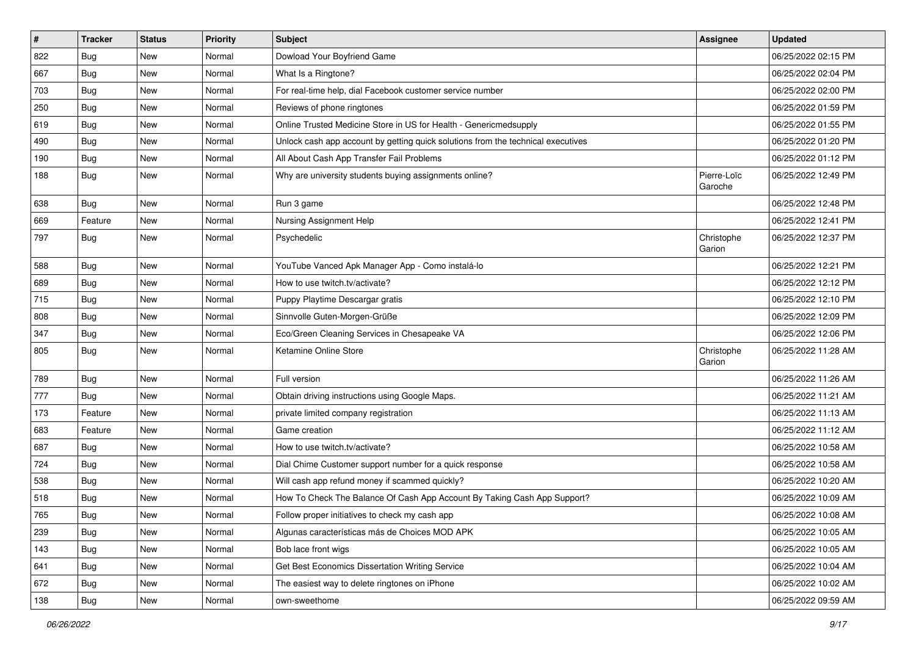| # | Tracker | Status | Priority | Subject | Assignee | Updated |
|---|---|---|---|---|---|---|
| 822 | Bug | New | Normal | Dowload Your Boyfriend Game | | 06/25/2022 02:15 PM |
| 667 | Bug | New | Normal | What Is a Ringtone? | | 06/25/2022 02:04 PM |
| 703 | Bug | New | Normal | For real-time help, dial Facebook customer service number | | 06/25/2022 02:00 PM |
| 250 | Bug | New | Normal | Reviews of phone ringtones | | 06/25/2022 01:59 PM |
| 619 | Bug | New | Normal | Online Trusted Medicine Store in US for Health - Genericmedsupply | | 06/25/2022 01:55 PM |
| 490 | Bug | New | Normal | Unlock cash app account by getting quick solutions from the technical executives | | 06/25/2022 01:20 PM |
| 190 | Bug | New | Normal | All About Cash App Transfer Fail Problems | | 06/25/2022 01:12 PM |
| 188 | Bug | New | Normal | Why are university students buying assignments online? | Pierre-Loïc Garoche | 06/25/2022 12:49 PM |
| 638 | Bug | New | Normal | Run 3 game | | 06/25/2022 12:48 PM |
| 669 | Feature | New | Normal | Nursing Assignment Help | | 06/25/2022 12:41 PM |
| 797 | Bug | New | Normal | Psychedelic | Christophe Garion | 06/25/2022 12:37 PM |
| 588 | Bug | New | Normal | YouTube Vanced Apk Manager App - Como instalá-lo | | 06/25/2022 12:21 PM |
| 689 | Bug | New | Normal | How to use twitch.tv/activate? | | 06/25/2022 12:12 PM |
| 715 | Bug | New | Normal | Puppy Playtime Descargar gratis | | 06/25/2022 12:10 PM |
| 808 | Bug | New | Normal | Sinnvolle Guten-Morgen-Grüße | | 06/25/2022 12:09 PM |
| 347 | Bug | New | Normal | Eco/Green Cleaning Services in Chesapeake VA | | 06/25/2022 12:06 PM |
| 805 | Bug | New | Normal | Ketamine Online Store | Christophe Garion | 06/25/2022 11:28 AM |
| 789 | Bug | New | Normal | Full version | | 06/25/2022 11:26 AM |
| 777 | Bug | New | Normal | Obtain driving instructions using Google Maps. | | 06/25/2022 11:21 AM |
| 173 | Feature | New | Normal | private limited company registration | | 06/25/2022 11:13 AM |
| 683 | Feature | New | Normal | Game creation | | 06/25/2022 11:12 AM |
| 687 | Bug | New | Normal | How to use twitch.tv/activate? | | 06/25/2022 10:58 AM |
| 724 | Bug | New | Normal | Dial Chime Customer support number for a quick response | | 06/25/2022 10:58 AM |
| 538 | Bug | New | Normal | Will cash app refund money if scammed quickly? | | 06/25/2022 10:20 AM |
| 518 | Bug | New | Normal | How To Check The Balance Of Cash App Account By Taking Cash App Support? | | 06/25/2022 10:09 AM |
| 765 | Bug | New | Normal | Follow proper initiatives to check my cash app | | 06/25/2022 10:08 AM |
| 239 | Bug | New | Normal | Algunas características más de Choices MOD APK | | 06/25/2022 10:05 AM |
| 143 | Bug | New | Normal | Bob lace front wigs | | 06/25/2022 10:05 AM |
| 641 | Bug | New | Normal | Get Best Economics Dissertation Writing Service | | 06/25/2022 10:04 AM |
| 672 | Bug | New | Normal | The easiest way to delete ringtones on iPhone | | 06/25/2022 10:02 AM |
| 138 | Bug | New | Normal | own-sweethome | | 06/25/2022 09:59 AM |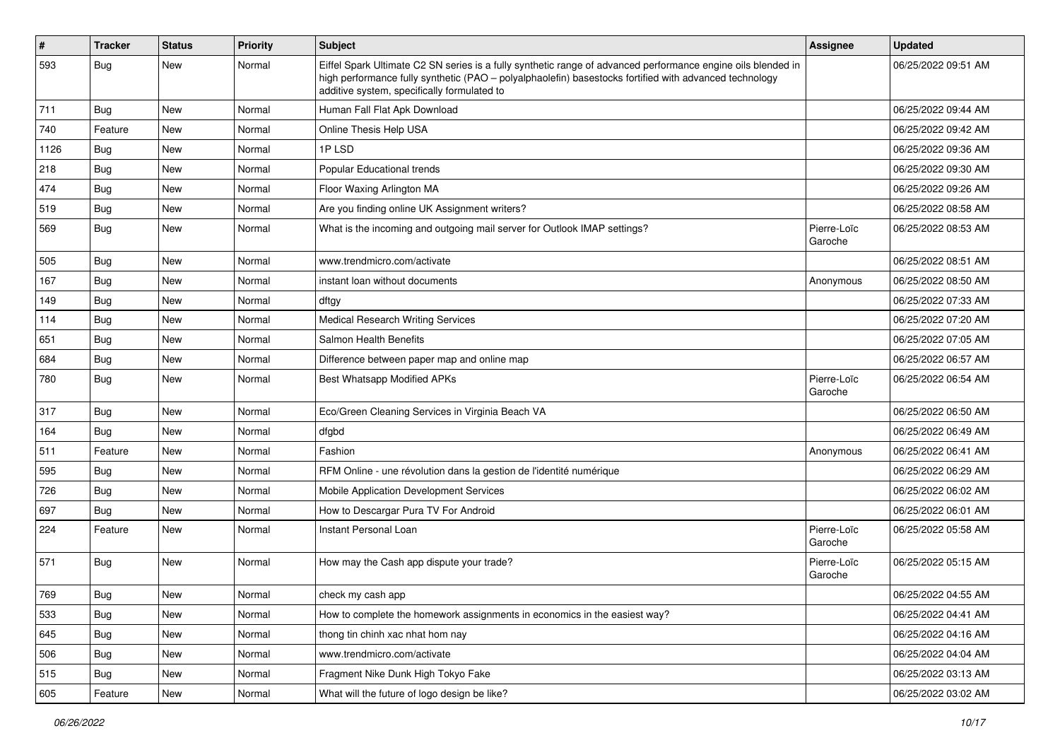| # | Tracker | Status | Priority | Subject | Assignee | Updated |
|---|---|---|---|---|---|---|
| 593 | Bug | New | Normal | Eiffel Spark Ultimate C2 SN series is a fully synthetic range of advanced performance engine oils blended in high performance fully synthetic (PAO – polyalphaolefin) basestocks fortified with advanced technology additive system, specifically formulated to | | 06/25/2022 09:51 AM |
| 711 | Bug | New | Normal | Human Fall Flat Apk Download | | 06/25/2022 09:44 AM |
| 740 | Feature | New | Normal | Online Thesis Help USA | | 06/25/2022 09:42 AM |
| 1126 | Bug | New | Normal | 1P LSD | | 06/25/2022 09:36 AM |
| 218 | Bug | New | Normal | Popular Educational trends | | 06/25/2022 09:30 AM |
| 474 | Bug | New | Normal | Floor Waxing Arlington MA | | 06/25/2022 09:26 AM |
| 519 | Bug | New | Normal | Are you finding online UK Assignment writers? | | 06/25/2022 08:58 AM |
| 569 | Bug | New | Normal | What is the incoming and outgoing mail server for Outlook IMAP settings? | Pierre-Loïc Garoche | 06/25/2022 08:53 AM |
| 505 | Bug | New | Normal | www.trendmicro.com/activate | | 06/25/2022 08:51 AM |
| 167 | Bug | New | Normal | instant loan without documents | Anonymous | 06/25/2022 08:50 AM |
| 149 | Bug | New | Normal | dftgy | | 06/25/2022 07:33 AM |
| 114 | Bug | New | Normal | Medical Research Writing Services | | 06/25/2022 07:20 AM |
| 651 | Bug | New | Normal | Salmon Health Benefits | | 06/25/2022 07:05 AM |
| 684 | Bug | New | Normal | Difference between paper map and online map | | 06/25/2022 06:57 AM |
| 780 | Bug | New | Normal | Best Whatsapp Modified APKs | Pierre-Loïc Garoche | 06/25/2022 06:54 AM |
| 317 | Bug | New | Normal | Eco/Green Cleaning Services in Virginia Beach VA | | 06/25/2022 06:50 AM |
| 164 | Bug | New | Normal | dfgbd | | 06/25/2022 06:49 AM |
| 511 | Feature | New | Normal | Fashion | Anonymous | 06/25/2022 06:41 AM |
| 595 | Bug | New | Normal | RFM Online - une révolution dans la gestion de l'identité numérique | | 06/25/2022 06:29 AM |
| 726 | Bug | New | Normal | Mobile Application Development Services | | 06/25/2022 06:02 AM |
| 697 | Bug | New | Normal | How to Descargar Pura TV For Android | | 06/25/2022 06:01 AM |
| 224 | Feature | New | Normal | Instant Personal Loan | Pierre-Loïc Garoche | 06/25/2022 05:58 AM |
| 571 | Bug | New | Normal | How may the Cash app dispute your trade? | Pierre-Loïc Garoche | 06/25/2022 05:15 AM |
| 769 | Bug | New | Normal | check my cash app | | 06/25/2022 04:55 AM |
| 533 | Bug | New | Normal | How to complete the homework assignments in economics in the easiest way? | | 06/25/2022 04:41 AM |
| 645 | Bug | New | Normal | thong tin chinh xac nhat hom nay | | 06/25/2022 04:16 AM |
| 506 | Bug | New | Normal | www.trendmicro.com/activate | | 06/25/2022 04:04 AM |
| 515 | Bug | New | Normal | Fragment Nike Dunk High Tokyo Fake | | 06/25/2022 03:13 AM |
| 605 | Feature | New | Normal | What will the future of logo design be like? | | 06/25/2022 03:02 AM |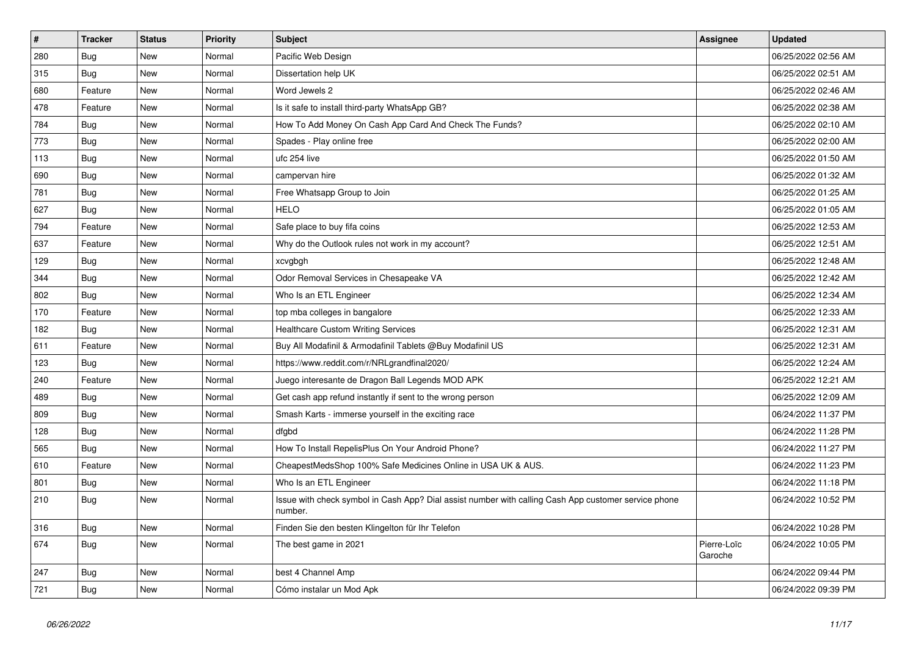| # | Tracker | Status | Priority | Subject | Assignee | Updated |
|---|---|---|---|---|---|---|
| 280 | Bug | New | Normal | Pacific Web Design | | 06/25/2022 02:56 AM |
| 315 | Bug | New | Normal | Dissertation help UK | | 06/25/2022 02:51 AM |
| 680 | Feature | New | Normal | Word Jewels 2 | | 06/25/2022 02:46 AM |
| 478 | Feature | New | Normal | Is it safe to install third-party WhatsApp GB? | | 06/25/2022 02:38 AM |
| 784 | Bug | New | Normal | How To Add Money On Cash App Card And Check The Funds? | | 06/25/2022 02:10 AM |
| 773 | Bug | New | Normal | Spades - Play online free | | 06/25/2022 02:00 AM |
| 113 | Bug | New | Normal | ufc 254 live | | 06/25/2022 01:50 AM |
| 690 | Bug | New | Normal | campervan hire | | 06/25/2022 01:32 AM |
| 781 | Bug | New | Normal | Free Whatsapp Group to Join | | 06/25/2022 01:25 AM |
| 627 | Bug | New | Normal | HELO | | 06/25/2022 01:05 AM |
| 794 | Feature | New | Normal | Safe place to buy fifa coins | | 06/25/2022 12:53 AM |
| 637 | Feature | New | Normal | Why do the Outlook rules not work in my account? | | 06/25/2022 12:51 AM |
| 129 | Bug | New | Normal | xcvgbgh | | 06/25/2022 12:48 AM |
| 344 | Bug | New | Normal | Odor Removal Services in Chesapeake VA | | 06/25/2022 12:42 AM |
| 802 | Bug | New | Normal | Who Is an ETL Engineer | | 06/25/2022 12:34 AM |
| 170 | Feature | New | Normal | top mba colleges in bangalore | | 06/25/2022 12:33 AM |
| 182 | Bug | New | Normal | Healthcare Custom Writing Services | | 06/25/2022 12:31 AM |
| 611 | Feature | New | Normal | Buy All Modafinil & Armodafinil Tablets @Buy Modafinil US | | 06/25/2022 12:31 AM |
| 123 | Bug | New | Normal | https://www.reddit.com/r/NRLgrandfinal2020/ | | 06/25/2022 12:24 AM |
| 240 | Feature | New | Normal | Juego interesante de Dragon Ball Legends MOD APK | | 06/25/2022 12:21 AM |
| 489 | Bug | New | Normal | Get cash app refund instantly if sent to the wrong person | | 06/25/2022 12:09 AM |
| 809 | Bug | New | Normal | Smash Karts - immerse yourself in the exciting race | | 06/24/2022 11:37 PM |
| 128 | Bug | New | Normal | dfgbd | | 06/24/2022 11:28 PM |
| 565 | Bug | New | Normal | How To Install RepelisPlus On Your Android Phone? | | 06/24/2022 11:27 PM |
| 610 | Feature | New | Normal | CheapestMedsShop 100% Safe Medicines Online in USA UK & AUS. | | 06/24/2022 11:23 PM |
| 801 | Bug | New | Normal | Who Is an ETL Engineer | | 06/24/2022 11:18 PM |
| 210 | Bug | New | Normal | Issue with check symbol in Cash App? Dial assist number with calling Cash App customer service phone number. | | 06/24/2022 10:52 PM |
| 316 | Bug | New | Normal | Finden Sie den besten Klingelton für Ihr Telefon | | 06/24/2022 10:28 PM |
| 674 | Bug | New | Normal | The best game in 2021 | Pierre-Loïc Garoche | 06/24/2022 10:05 PM |
| 247 | Bug | New | Normal | best 4 Channel Amp | | 06/24/2022 09:44 PM |
| 721 | Bug | New | Normal | Cómo instalar un Mod Apk | | 06/24/2022 09:39 PM |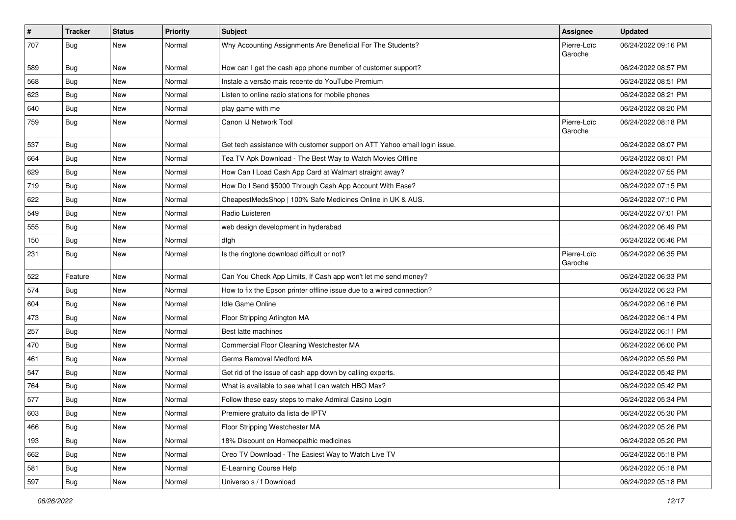| # | Tracker | Status | Priority | Subject | Assignee | Updated |
|---|---|---|---|---|---|---|
| 707 | Bug | New | Normal | Why Accounting Assignments Are Beneficial For The Students? | Pierre-Loïc Garoche | 06/24/2022 09:16 PM |
| 589 | Bug | New | Normal | How can I get the cash app phone number of customer support? | | 06/24/2022 08:57 PM |
| 568 | Bug | New | Normal | Instale a versão mais recente do YouTube Premium | | 06/24/2022 08:51 PM |
| 623 | Bug | New | Normal | Listen to online radio stations for mobile phones | | 06/24/2022 08:21 PM |
| 640 | Bug | New | Normal | play game with me | | 06/24/2022 08:20 PM |
| 759 | Bug | New | Normal | Canon IJ Network Tool | Pierre-Loïc Garoche | 06/24/2022 08:18 PM |
| 537 | Bug | New | Normal | Get tech assistance with customer support on ATT Yahoo email login issue. | | 06/24/2022 08:07 PM |
| 664 | Bug | New | Normal | Tea TV Apk Download - The Best Way to Watch Movies Offline | | 06/24/2022 08:01 PM |
| 629 | Bug | New | Normal | How Can I Load Cash App Card at Walmart straight away? | | 06/24/2022 07:55 PM |
| 719 | Bug | New | Normal | How Do I Send $5000 Through Cash App Account With Ease? | | 06/24/2022 07:15 PM |
| 622 | Bug | New | Normal | CheapestMedsShop \| 100% Safe Medicines Online in UK & AUS. | | 06/24/2022 07:10 PM |
| 549 | Bug | New | Normal | Radio Luisteren | | 06/24/2022 07:01 PM |
| 555 | Bug | New | Normal | web design development in hyderabad | | 06/24/2022 06:49 PM |
| 150 | Bug | New | Normal | dfgh | | 06/24/2022 06:46 PM |
| 231 | Bug | New | Normal | Is the ringtone download difficult or not? | Pierre-Loïc Garoche | 06/24/2022 06:35 PM |
| 522 | Feature | New | Normal | Can You Check App Limits, If Cash app won't let me send money? | | 06/24/2022 06:33 PM |
| 574 | Bug | New | Normal | How to fix the Epson printer offline issue due to a wired connection? | | 06/24/2022 06:23 PM |
| 604 | Bug | New | Normal | Idle Game Online | | 06/24/2022 06:16 PM |
| 473 | Bug | New | Normal | Floor Stripping Arlington MA | | 06/24/2022 06:14 PM |
| 257 | Bug | New | Normal | Best latte machines | | 06/24/2022 06:11 PM |
| 470 | Bug | New | Normal | Commercial Floor Cleaning Westchester MA | | 06/24/2022 06:00 PM |
| 461 | Bug | New | Normal | Germs Removal Medford MA | | 06/24/2022 05:59 PM |
| 547 | Bug | New | Normal | Get rid of the issue of cash app down by calling experts. | | 06/24/2022 05:42 PM |
| 764 | Bug | New | Normal | What is available to see what I can watch HBO Max? | | 06/24/2022 05:42 PM |
| 577 | Bug | New | Normal | Follow these easy steps to make Admiral Casino Login | | 06/24/2022 05:34 PM |
| 603 | Bug | New | Normal | Premiere gratuito da lista de IPTV | | 06/24/2022 05:30 PM |
| 466 | Bug | New | Normal | Floor Stripping Westchester MA | | 06/24/2022 05:26 PM |
| 193 | Bug | New | Normal | 18% Discount on Homeopathic medicines | | 06/24/2022 05:20 PM |
| 662 | Bug | New | Normal | Oreo TV Download - The Easiest Way to Watch Live TV | | 06/24/2022 05:18 PM |
| 581 | Bug | New | Normal | E-Learning Course Help | | 06/24/2022 05:18 PM |
| 597 | Bug | New | Normal | Universo s / f Download | | 06/24/2022 05:18 PM |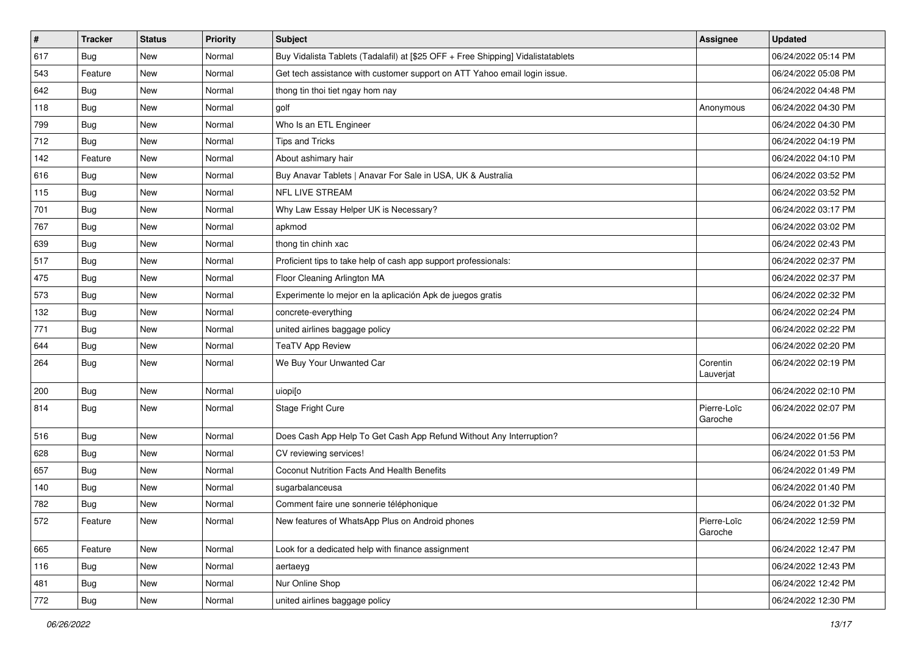| # | Tracker | Status | Priority | Subject | Assignee | Updated |
|---|---|---|---|---|---|---|
| 617 | Bug | New | Normal | Buy Vidalista Tablets (Tadalafil) at [$25 OFF + Free Shipping] Vidalistatablets | | 06/24/2022 05:14 PM |
| 543 | Feature | New | Normal | Get tech assistance with customer support on ATT Yahoo email login issue. | | 06/24/2022 05:08 PM |
| 642 | Bug | New | Normal | thong tin thoi tiet ngay hom nay | | 06/24/2022 04:48 PM |
| 118 | Bug | New | Normal | golf | Anonymous | 06/24/2022 04:30 PM |
| 799 | Bug | New | Normal | Who Is an ETL Engineer | | 06/24/2022 04:30 PM |
| 712 | Bug | New | Normal | Tips and Tricks | | 06/24/2022 04:19 PM |
| 142 | Feature | New | Normal | About ashimary hair | | 06/24/2022 04:10 PM |
| 616 | Bug | New | Normal | Buy Anavar Tablets \| Anavar For Sale in USA, UK & Australia | | 06/24/2022 03:52 PM |
| 115 | Bug | New | Normal | NFL LIVE STREAM | | 06/24/2022 03:52 PM |
| 701 | Bug | New | Normal | Why Law Essay Helper UK is Necessary? | | 06/24/2022 03:17 PM |
| 767 | Bug | New | Normal | apkmod | | 06/24/2022 03:02 PM |
| 639 | Bug | New | Normal | thong tin chinh xac | | 06/24/2022 02:43 PM |
| 517 | Bug | New | Normal | Proficient tips to take help of cash app support professionals: | | 06/24/2022 02:37 PM |
| 475 | Bug | New | Normal | Floor Cleaning Arlington MA | | 06/24/2022 02:37 PM |
| 573 | Bug | New | Normal | Experimente lo mejor en la aplicación Apk de juegos gratis | | 06/24/2022 02:32 PM |
| 132 | Bug | New | Normal | concrete-everything | | 06/24/2022 02:24 PM |
| 771 | Bug | New | Normal | united airlines baggage policy | | 06/24/2022 02:22 PM |
| 644 | Bug | New | Normal | TeaTV App Review | | 06/24/2022 02:20 PM |
| 264 | Bug | New | Normal | We Buy Your Unwanted Car | Corentin Lauverjat | 06/24/2022 02:19 PM |
| 200 | Bug | New | Normal | uiopi[o | | 06/24/2022 02:10 PM |
| 814 | Bug | New | Normal | Stage Fright Cure | Pierre-Loïc Garoche | 06/24/2022 02:07 PM |
| 516 | Bug | New | Normal | Does Cash App Help To Get Cash App Refund Without Any Interruption? | | 06/24/2022 01:56 PM |
| 628 | Bug | New | Normal | CV reviewing services! | | 06/24/2022 01:53 PM |
| 657 | Bug | New | Normal | Coconut Nutrition Facts And Health Benefits | | 06/24/2022 01:49 PM |
| 140 | Bug | New | Normal | sugarbalanceusa | | 06/24/2022 01:40 PM |
| 782 | Bug | New | Normal | Comment faire une sonnerie téléphonique | | 06/24/2022 01:32 PM |
| 572 | Feature | New | Normal | New features of WhatsApp Plus on Android phones | Pierre-Loïc Garoche | 06/24/2022 12:59 PM |
| 665 | Feature | New | Normal | Look for a dedicated help with finance assignment | | 06/24/2022 12:47 PM |
| 116 | Bug | New | Normal | aertaeyg | | 06/24/2022 12:43 PM |
| 481 | Bug | New | Normal | Nur Online Shop | | 06/24/2022 12:42 PM |
| 772 | Bug | New | Normal | united airlines baggage policy | | 06/24/2022 12:30 PM |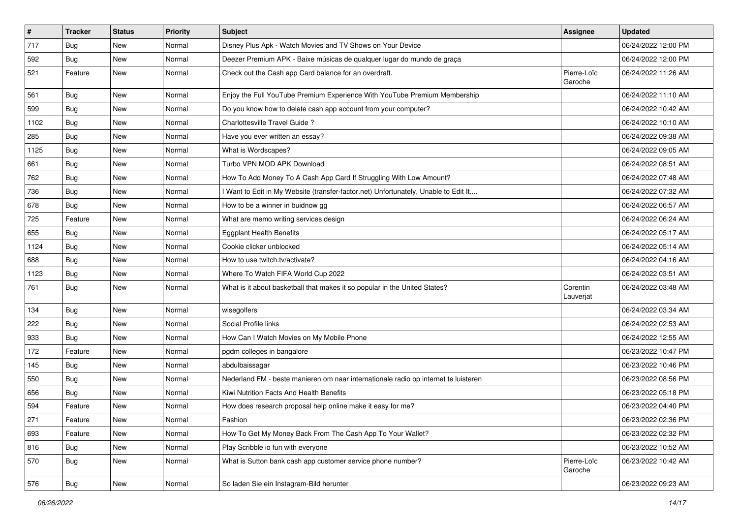| # | Tracker | Status | Priority | Subject | Assignee | Updated |
|---|---|---|---|---|---|---|
| 717 | Bug | New | Normal | Disney Plus Apk - Watch Movies and TV Shows on Your Device | | 06/24/2022 12:00 PM |
| 592 | Bug | New | Normal | Deezer Premium APK - Baixe músicas de qualquer lugar do mundo de graça | | 06/24/2022 12:00 PM |
| 521 | Feature | New | Normal | Check out the Cash app Card balance for an overdraft. | Pierre-Loïc Garoche | 06/24/2022 11:26 AM |
| 561 | Bug | New | Normal | Enjoy the Full YouTube Premium Experience With YouTube Premium Membership | | 06/24/2022 11:10 AM |
| 599 | Bug | New | Normal | Do you know how to delete cash app account from your computer? | | 06/24/2022 10:42 AM |
| 1102 | Bug | New | Normal | Charlottesville Travel Guide ? | | 06/24/2022 10:10 AM |
| 285 | Bug | New | Normal | Have you ever written an essay? | | 06/24/2022 09:38 AM |
| 1125 | Bug | New | Normal | What is Wordscapes? | | 06/24/2022 09:05 AM |
| 661 | Bug | New | Normal | Turbo VPN MOD APK Download | | 06/24/2022 08:51 AM |
| 762 | Bug | New | Normal | How To Add Money To A Cash App Card If Struggling With Low Amount? | | 06/24/2022 07:48 AM |
| 736 | Bug | New | Normal | I Want to Edit in My Website (transfer-factor.net) Unfortunately, Unable to Edit It.... | | 06/24/2022 07:32 AM |
| 678 | Bug | New | Normal | How to be a winner in buidnow gg | | 06/24/2022 06:57 AM |
| 725 | Feature | New | Normal | What are memo writing services design | | 06/24/2022 06:24 AM |
| 655 | Bug | New | Normal | Eggplant Health Benefits | | 06/24/2022 05:17 AM |
| 1124 | Bug | New | Normal | Cookie clicker unblocked | | 06/24/2022 05:14 AM |
| 688 | Bug | New | Normal | How to use twitch.tv/activate? | | 06/24/2022 04:16 AM |
| 1123 | Bug | New | Normal | Where To Watch FIFA World Cup 2022 | | 06/24/2022 03:51 AM |
| 761 | Bug | New | Normal | What is it about basketball that makes it so popular in the United States? | Corentin Lauverjat | 06/24/2022 03:48 AM |
| 134 | Bug | New | Normal | wisegolfers | | 06/24/2022 03:34 AM |
| 222 | Bug | New | Normal | Social Profile links | | 06/24/2022 02:53 AM |
| 933 | Bug | New | Normal | How Can I Watch Movies on My Mobile Phone | | 06/24/2022 12:55 AM |
| 172 | Feature | New | Normal | pgdm colleges in bangalore | | 06/23/2022 10:47 PM |
| 145 | Bug | New | Normal | abdulbaissagar | | 06/23/2022 10:46 PM |
| 550 | Bug | New | Normal | Nederland FM - beste manieren om naar internationale radio op internet te luisteren | | 06/23/2022 08:56 PM |
| 656 | Bug | New | Normal | Kiwi Nutrition Facts And Health Benefits | | 06/23/2022 05:18 PM |
| 594 | Feature | New | Normal | How does research proposal help online make it easy for me? | | 06/23/2022 04:40 PM |
| 271 | Feature | New | Normal | Fashion | | 06/23/2022 02:36 PM |
| 693 | Feature | New | Normal | How To Get My Money Back From The Cash App To Your Wallet? | | 06/23/2022 02:32 PM |
| 816 | Bug | New | Normal | Play Scribble io fun with everyone | | 06/23/2022 10:52 AM |
| 570 | Bug | New | Normal | What is Sutton bank cash app customer service phone number? | Pierre-Loïc Garoche | 06/23/2022 10:42 AM |
| 576 | Bug | New | Normal | So laden Sie ein Instagram-Bild herunter | | 06/23/2022 09:23 AM |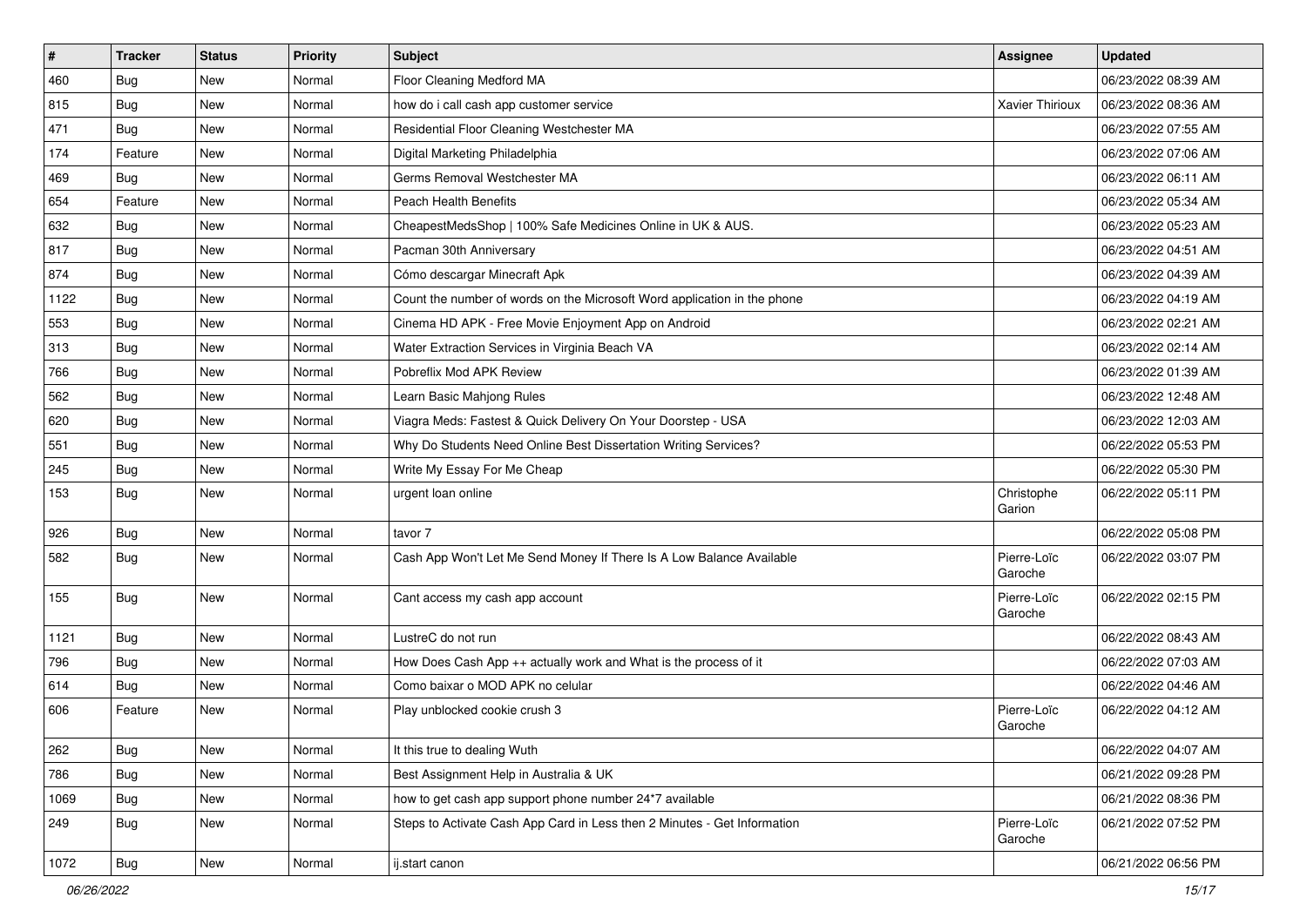| # | Tracker | Status | Priority | Subject | Assignee | Updated |
|---|---|---|---|---|---|---|
| 460 | Bug | New | Normal | Floor Cleaning Medford MA | | 06/23/2022 08:39 AM |
| 815 | Bug | New | Normal | how do i call cash app customer service | Xavier Thirioux | 06/23/2022 08:36 AM |
| 471 | Bug | New | Normal | Residential Floor Cleaning Westchester MA | | 06/23/2022 07:55 AM |
| 174 | Feature | New | Normal | Digital Marketing Philadelphia | | 06/23/2022 07:06 AM |
| 469 | Bug | New | Normal | Germs Removal Westchester MA | | 06/23/2022 06:11 AM |
| 654 | Feature | New | Normal | Peach Health Benefits | | 06/23/2022 05:34 AM |
| 632 | Bug | New | Normal | CheapestMedsShop \| 100% Safe Medicines Online in UK & AUS. | | 06/23/2022 05:23 AM |
| 817 | Bug | New | Normal | Pacman 30th Anniversary | | 06/23/2022 04:51 AM |
| 874 | Bug | New | Normal | Cómo descargar Minecraft Apk | | 06/23/2022 04:39 AM |
| 1122 | Bug | New | Normal | Count the number of words on the Microsoft Word application in the phone | | 06/23/2022 04:19 AM |
| 553 | Bug | New | Normal | Cinema HD APK - Free Movie Enjoyment App on Android | | 06/23/2022 02:21 AM |
| 313 | Bug | New | Normal | Water Extraction Services in Virginia Beach VA | | 06/23/2022 02:14 AM |
| 766 | Bug | New | Normal | Pobreflix Mod APK Review | | 06/23/2022 01:39 AM |
| 562 | Bug | New | Normal | Learn Basic Mahjong Rules | | 06/23/2022 12:48 AM |
| 620 | Bug | New | Normal | Viagra Meds: Fastest & Quick Delivery On Your Doorstep - USA | | 06/23/2022 12:03 AM |
| 551 | Bug | New | Normal | Why Do Students Need Online Best Dissertation Writing Services? | | 06/22/2022 05:53 PM |
| 245 | Bug | New | Normal | Write My Essay For Me Cheap | | 06/22/2022 05:30 PM |
| 153 | Bug | New | Normal | urgent loan online | Christophe Garion | 06/22/2022 05:11 PM |
| 926 | Bug | New | Normal | tavor 7 | | 06/22/2022 05:08 PM |
| 582 | Bug | New | Normal | Cash App Won't Let Me Send Money If There Is A Low Balance Available | Pierre-Loïc Garoche | 06/22/2022 03:07 PM |
| 155 | Bug | New | Normal | Cant access my cash app account | Pierre-Loïc Garoche | 06/22/2022 02:15 PM |
| 1121 | Bug | New | Normal | LustreC do not run | | 06/22/2022 08:43 AM |
| 796 | Bug | New | Normal | How Does Cash App ++ actually work and What is the process of it | | 06/22/2022 07:03 AM |
| 614 | Bug | New | Normal | Como baixar o MOD APK no celular | | 06/22/2022 04:46 AM |
| 606 | Feature | New | Normal | Play unblocked cookie crush 3 | Pierre-Loïc Garoche | 06/22/2022 04:12 AM |
| 262 | Bug | New | Normal | It this true to dealing Wuth | | 06/22/2022 04:07 AM |
| 786 | Bug | New | Normal | Best Assignment Help in Australia & UK | | 06/21/2022 09:28 PM |
| 1069 | Bug | New | Normal | how to get cash app support phone number 24*7 available | | 06/21/2022 08:36 PM |
| 249 | Bug | New | Normal | Steps to Activate Cash App Card in Less then 2 Minutes - Get Information | Pierre-Loïc Garoche | 06/21/2022 07:52 PM |
| 1072 | Bug | New | Normal | ij.start canon | | 06/21/2022 06:56 PM |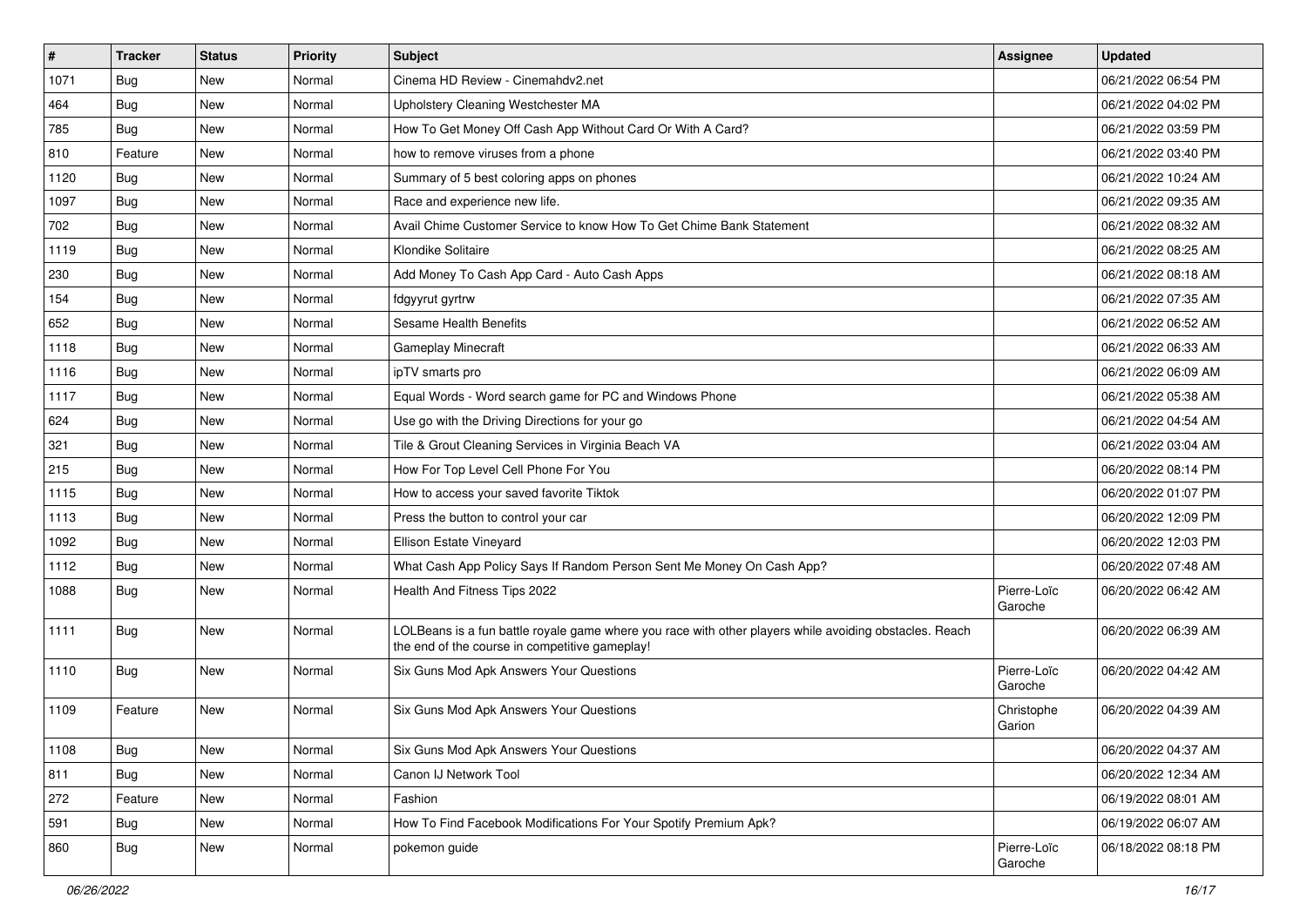| # | Tracker | Status | Priority | Subject | Assignee | Updated |
|---|---|---|---|---|---|---|
| 1071 | Bug | New | Normal | Cinema HD Review - Cinemahdv2.net | | 06/21/2022 06:54 PM |
| 464 | Bug | New | Normal | Upholstery Cleaning Westchester MA | | 06/21/2022 04:02 PM |
| 785 | Bug | New | Normal | How To Get Money Off Cash App Without Card Or With A Card? | | 06/21/2022 03:59 PM |
| 810 | Feature | New | Normal | how to remove viruses from a phone | | 06/21/2022 03:40 PM |
| 1120 | Bug | New | Normal | Summary of 5 best coloring apps on phones | | 06/21/2022 10:24 AM |
| 1097 | Bug | New | Normal | Race and experience new life. | | 06/21/2022 09:35 AM |
| 702 | Bug | New | Normal | Avail Chime Customer Service to know How To Get Chime Bank Statement | | 06/21/2022 08:32 AM |
| 1119 | Bug | New | Normal | Klondike Solitaire | | 06/21/2022 08:25 AM |
| 230 | Bug | New | Normal | Add Money To Cash App Card - Auto Cash Apps | | 06/21/2022 08:18 AM |
| 154 | Bug | New | Normal | fdgyyrut gyrtrw | | 06/21/2022 07:35 AM |
| 652 | Bug | New | Normal | Sesame Health Benefits | | 06/21/2022 06:52 AM |
| 1118 | Bug | New | Normal | Gameplay Minecraft | | 06/21/2022 06:33 AM |
| 1116 | Bug | New | Normal | ipTV smarts pro | | 06/21/2022 06:09 AM |
| 1117 | Bug | New | Normal | Equal Words - Word search game for PC and Windows Phone | | 06/21/2022 05:38 AM |
| 624 | Bug | New | Normal | Use go with the Driving Directions for your go | | 06/21/2022 04:54 AM |
| 321 | Bug | New | Normal | Tile & Grout Cleaning Services in Virginia Beach VA | | 06/21/2022 03:04 AM |
| 215 | Bug | New | Normal | How For Top Level Cell Phone For You | | 06/20/2022 08:14 PM |
| 1115 | Bug | New | Normal | How to access your saved favorite Tiktok | | 06/20/2022 01:07 PM |
| 1113 | Bug | New | Normal | Press the button to control your car | | 06/20/2022 12:09 PM |
| 1092 | Bug | New | Normal | Ellison Estate Vineyard | | 06/20/2022 12:03 PM |
| 1112 | Bug | New | Normal | What Cash App Policy Says If Random Person Sent Me Money On Cash App? | | 06/20/2022 07:48 AM |
| 1088 | Bug | New | Normal | Health And Fitness Tips 2022 | Pierre-Loïc Garoche | 06/20/2022 06:42 AM |
| 1111 | Bug | New | Normal | LOLBeans is a fun battle royale game where you race with other players while avoiding obstacles. Reach the end of the course in competitive gameplay! | | 06/20/2022 06:39 AM |
| 1110 | Bug | New | Normal | Six Guns Mod Apk Answers Your Questions | Pierre-Loïc Garoche | 06/20/2022 04:42 AM |
| 1109 | Feature | New | Normal | Six Guns Mod Apk Answers Your Questions | Christophe Garion | 06/20/2022 04:39 AM |
| 1108 | Bug | New | Normal | Six Guns Mod Apk Answers Your Questions | | 06/20/2022 04:37 AM |
| 811 | Bug | New | Normal | Canon IJ Network Tool | | 06/20/2022 12:34 AM |
| 272 | Feature | New | Normal | Fashion | | 06/19/2022 08:01 AM |
| 591 | Bug | New | Normal | How To Find Facebook Modifications For Your Spotify Premium Apk? | | 06/19/2022 06:07 AM |
| 860 | Bug | New | Normal | pokemon guide | Pierre-Loïc Garoche | 06/18/2022 08:18 PM |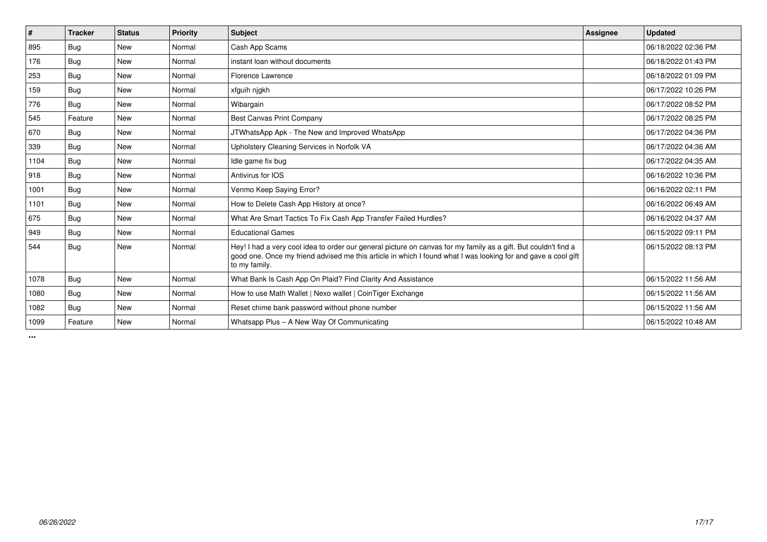| # | Tracker | Status | Priority | Subject | Assignee | Updated |
| --- | --- | --- | --- | --- | --- | --- |
| 895 | Bug | New | Normal | Cash App Scams | | 06/18/2022 02:36 PM |
| 176 | Bug | New | Normal | instant loan without documents | | 06/18/2022 01:43 PM |
| 253 | Bug | New | Normal | Florence Lawrence | | 06/18/2022 01:09 PM |
| 159 | Bug | New | Normal | xfguih njgkh | | 06/17/2022 10:26 PM |
| 776 | Bug | New | Normal | Wibargain | | 06/17/2022 08:52 PM |
| 545 | Feature | New | Normal | Best Canvas Print Company | | 06/17/2022 08:25 PM |
| 670 | Bug | New | Normal | JTWhatsApp Apk - The New and Improved WhatsApp | | 06/17/2022 04:36 PM |
| 339 | Bug | New | Normal | Upholstery Cleaning Services in Norfolk VA | | 06/17/2022 04:36 AM |
| 1104 | Bug | New | Normal | Idle game fix bug | | 06/17/2022 04:35 AM |
| 918 | Bug | New | Normal | Antivirus for IOS | | 06/16/2022 10:36 PM |
| 1001 | Bug | New | Normal | Venmo Keep Saying Error? | | 06/16/2022 02:11 PM |
| 1101 | Bug | New | Normal | How to Delete Cash App History at once? | | 06/16/2022 06:49 AM |
| 675 | Bug | New | Normal | What Are Smart Tactics To Fix Cash App Transfer Failed Hurdles? | | 06/16/2022 04:37 AM |
| 949 | Bug | New | Normal | Educational Games | | 06/15/2022 09:11 PM |
| 544 | Bug | New | Normal | Hey! I had a very cool idea to order our general picture on canvas for my family as a gift. But couldn't find a good one. Once my friend advised me this article in which I found what I was looking for and gave a cool gift to my family. | | 06/15/2022 08:13 PM |
| 1078 | Bug | New | Normal | What Bank Is Cash App On Plaid? Find Clarity And Assistance | | 06/15/2022 11:56 AM |
| 1080 | Bug | New | Normal | How to use Math Wallet \| Nexo wallet \| CoinTiger Exchange | | 06/15/2022 11:56 AM |
| 1082 | Bug | New | Normal | Reset chime bank password without phone number | | 06/15/2022 11:56 AM |
| 1099 | Feature | New | Normal | Whatsapp Plus – A New Way Of Communicating | | 06/15/2022 10:48 AM |

...